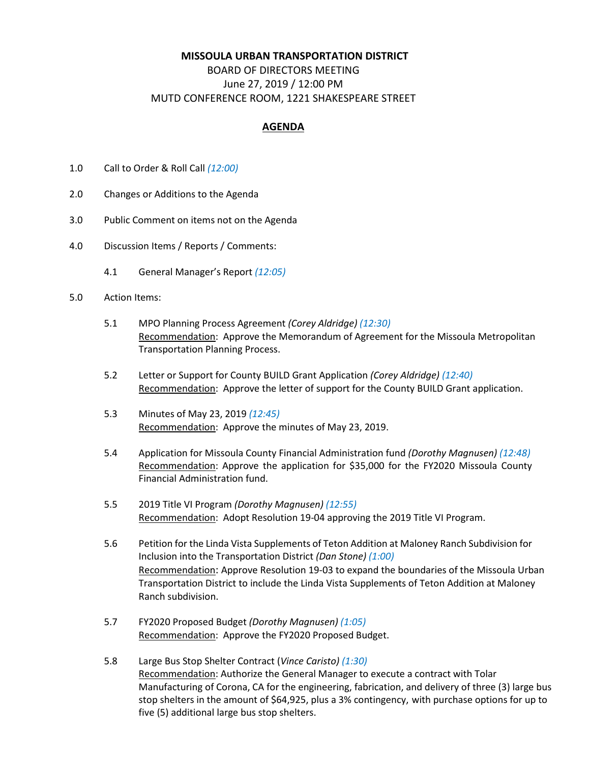**MISSOULA URBAN TRANSPORTATION DISTRICT**

BOARD OF DIRECTORS MEETING

June 27, 2019 / 12:00 PM

MUTD CONFERENCE ROOM, 1221 SHAKESPEARE STREET

# AGENDA

1.0 Call to Order & Roll Call *(12:00)*

2.0 Changes or Additions to the Agenda

3.0 Public Comment on items not on the Agenda

4.0 Discussion Items / Reports / Comments:

- 4.1 General Manager's Report *(12:05)*

5.0 Action Items:

- 5.1 MPO Planning Process Agreement *(Corey Aldridge) (12:30)*
  Recommendation: Approve the Memorandum of Agreement for the Missoula Metropolitan Transportation Planning Process.

- 5.2 Letter or Support for County BUILD Grant Application *(Corey Aldridge) (12:40)*
  Recommendation: Approve the letter of support for the County BUILD Grant application.

- 5.3 Minutes of May 23, 2019 *(12:45)*
  Recommendation: Approve the minutes of May 23, 2019.

- 5.4 Application for Missoula County Financial Administration fund *(Dorothy Magnusen) (12:48)*
  Recommendation: Approve the application for $35,000 for the FY2020 Missoula County Financial Administration fund.

- 5.5 2019 Title VI Program *(Dorothy Magnusen) (12:55)*
  Recommendation: Adopt Resolution 19-04 approving the 2019 Title VI Program.

- 5.6 Petition for the Linda Vista Supplements of Teton Addition at Maloney Ranch Subdivision for Inclusion into the Transportation District *(Dan Stone) (1:00)*
  Recommendation: Approve Resolution 19-03 to expand the boundaries of the Missoula Urban Transportation District to include the Linda Vista Supplements of Teton Addition at Maloney Ranch subdivision.

- 5.7 FY2020 Proposed Budget *(Dorothy Magnusen) (1:05)*
  Recommendation: Approve the FY2020 Proposed Budget.

- 5.8 Large Bus Stop Shelter Contract (*Vince Caristo) (1:30)*
  Recommendation: Authorize the General Manager to execute a contract with Tolar Manufacturing of Corona, CA for the engineering, fabrication, and delivery of three (3) large bus stop shelters in the amount of $64,925, plus a 3% contingency, with purchase options for up to five (5) additional large bus stop shelters.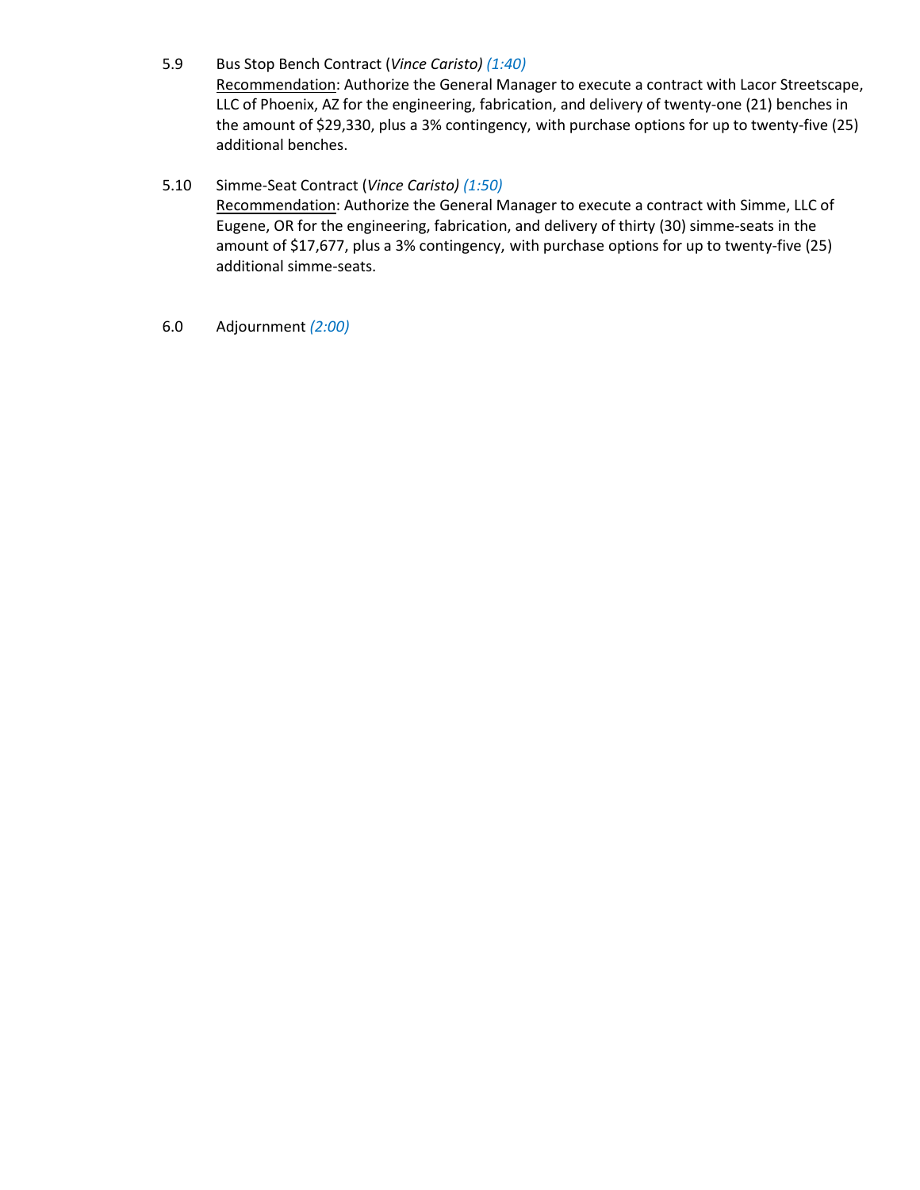5.9 Bus Stop Bench Contract (*Vince Caristo*) *(1:40)*

Recommendation: Authorize the General Manager to execute a contract with Lacor Streetscape, LLC of Phoenix, AZ for the engineering, fabrication, and delivery of twenty-one (21) benches in the amount of $29,330, plus a 3% contingency, with purchase options for up to twenty-five (25) additional benches.

5.10 Simme-Seat Contract (*Vince Caristo*) *(1:50)*

Recommendation: Authorize the General Manager to execute a contract with Simme, LLC of Eugene, OR for the engineering, fabrication, and delivery of thirty (30) simme-seats in the amount of $17,677, plus a 3% contingency, with purchase options for up to twenty-five (25) additional simme-seats.

6.0 Adjournment *(2:00)*